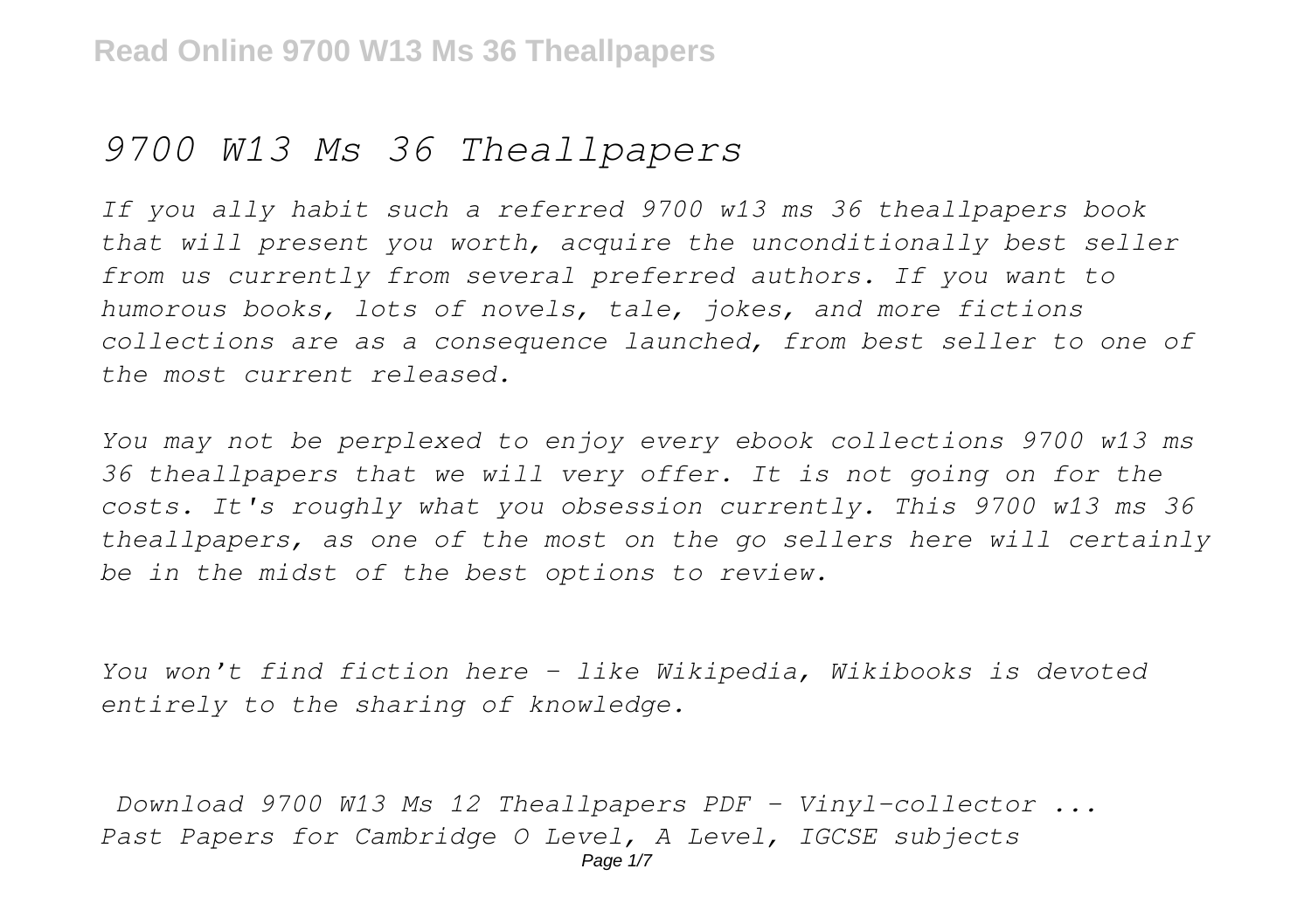# *9700 W13 Ms 36 Theallpapers*

*If you ally habit such a referred 9700 w13 ms 36 theallpapers book that will present you worth, acquire the unconditionally best seller from us currently from several preferred authors. If you want to humorous books, lots of novels, tale, jokes, and more fictions collections are as a consequence launched, from best seller to one of the most current released.*

*You may not be perplexed to enjoy every ebook collections 9700 w13 ms 36 theallpapers that we will very offer. It is not going on for the costs. It's roughly what you obsession currently. This 9700 w13 ms 36 theallpapers, as one of the most on the go sellers here will certainly be in the midst of the best options to review.*

*You won't find fiction here – like Wikipedia, Wikibooks is devoted entirely to the sharing of knowledge.*

*Download 9700 W13 Ms 12 Theallpapers PDF - Vinyl-collector ...*
*Past Papers for Cambridge O Level, A Level, IGCSE subjects*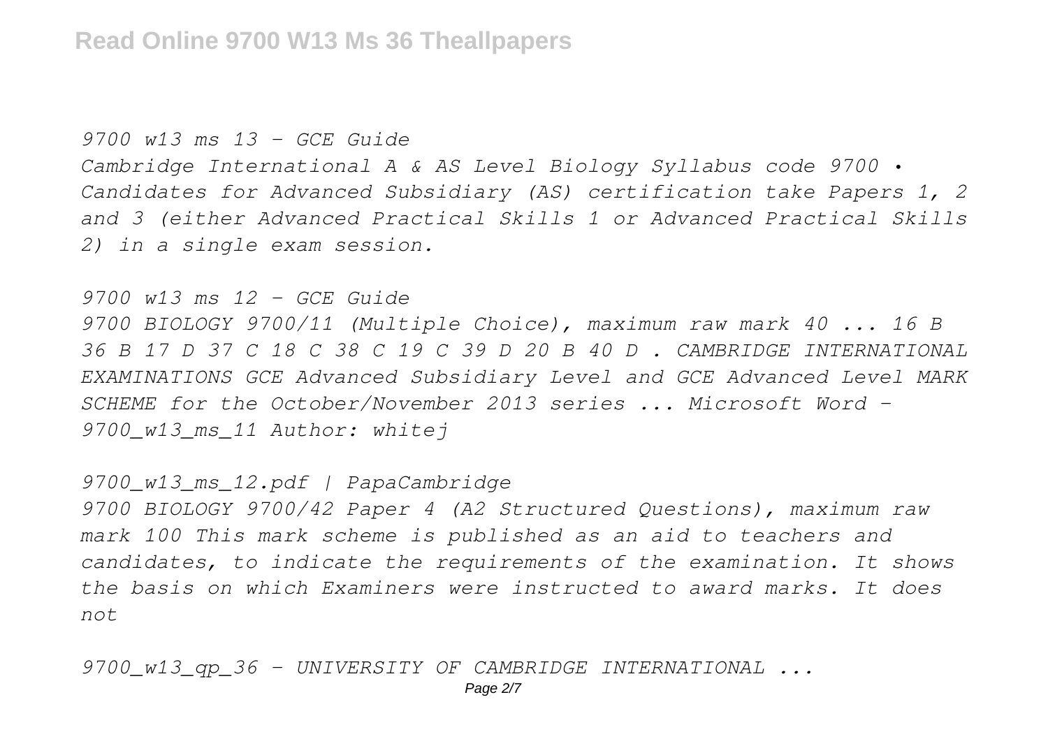*9700 w13 ms 13 - GCE Guide*

*Cambridge International A & AS Level Biology Syllabus code 9700 • Candidates for Advanced Subsidiary (AS) certification take Papers 1, 2 and 3 (either Advanced Practical Skills 1 or Advanced Practical Skills 2) in a single exam session.*

*9700 w13 ms 12 - GCE Guide*

*9700 BIOLOGY 9700/11 (Multiple Choice), maximum raw mark 40 ... 16 B 36 B 17 D 37 C 18 C 38 C 19 C 39 D 20 B 40 D . CAMBRIDGE INTERNATIONAL EXAMINATIONS GCE Advanced Subsidiary Level and GCE Advanced Level MARK SCHEME for the October/November 2013 series ... Microsoft Word - 9700_w13_ms_11 Author: whitej*

*9700_w13_ms_12.pdf | PapaCambridge*

*9700 BIOLOGY 9700/42 Paper 4 (A2 Structured Questions), maximum raw mark 100 This mark scheme is published as an aid to teachers and candidates, to indicate the requirements of the examination. It shows the basis on which Examiners were instructed to award marks. It does not*

*9700_w13_qp_36 - UNIVERSITY OF CAMBRIDGE INTERNATIONAL ...*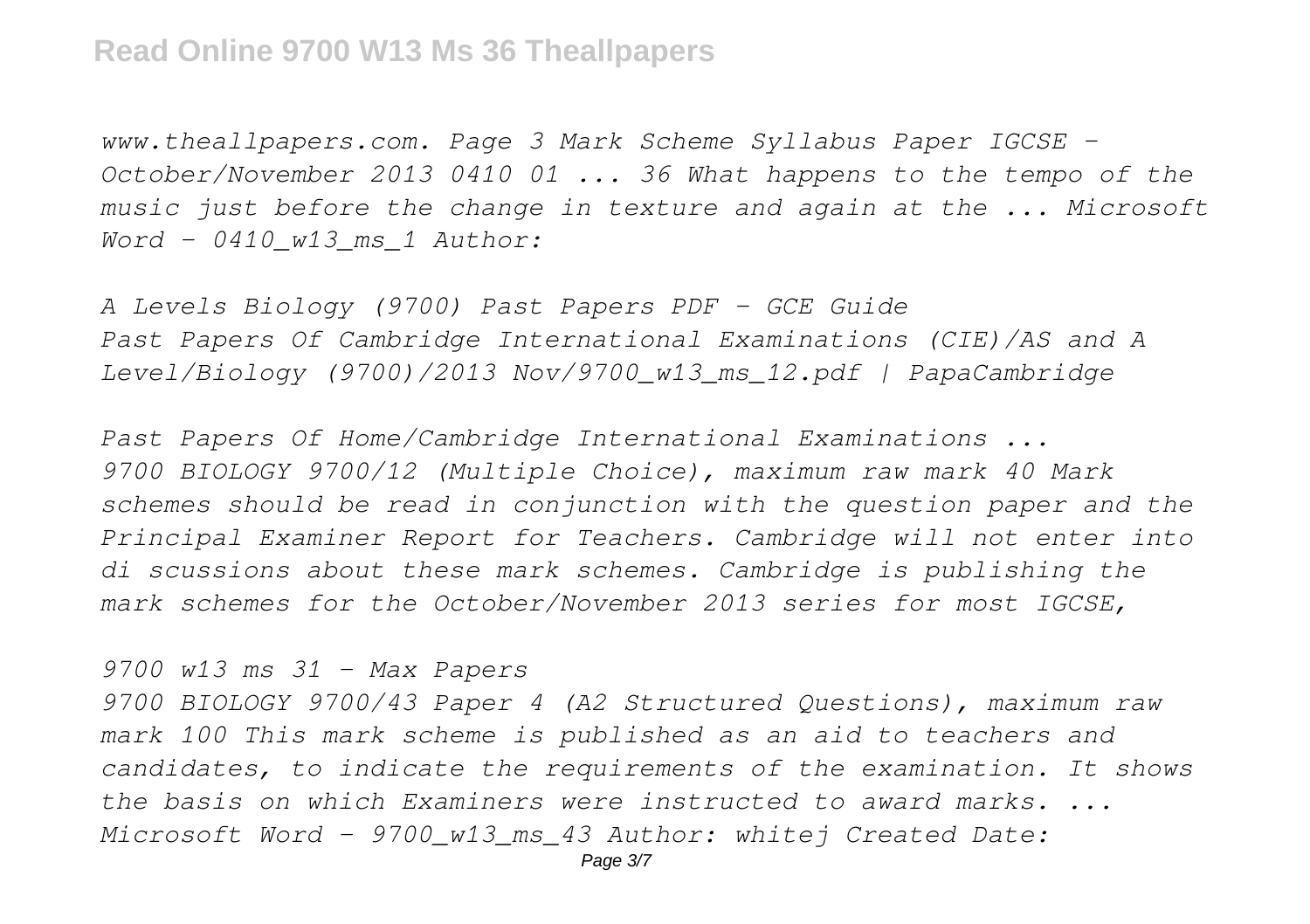*www.theallpapers.com. Page 3 Mark Scheme Syllabus Paper IGCSE – October/November 2013 0410 01 ... 36 What happens to the tempo of the music just before the change in texture and again at the ... Microsoft Word - 0410_w13_ms_1 Author:*

*A Levels Biology (9700) Past Papers PDF - GCE Guide*
*Past Papers Of Cambridge International Examinations (CIE)/AS and A Level/Biology (9700)/2013 Nov/9700_w13_ms_12.pdf | PapaCambridge*

*Past Papers Of Home/Cambridge International Examinations ...*
*9700 BIOLOGY 9700/12 (Multiple Choice), maximum raw mark 40 Mark schemes should be read in conjunction with the question paper and the Principal Examiner Report for Teachers. Cambridge will not enter into di scussions about these mark schemes. Cambridge is publishing the mark schemes for the October/November 2013 series for most IGCSE,*

*9700 w13 ms 31 - Max Papers*
*9700 BIOLOGY 9700/43 Paper 4 (A2 Structured Questions), maximum raw mark 100 This mark scheme is published as an aid to teachers and candidates, to indicate the requirements of the examination. It shows the basis on which Examiners were instructed to award marks. ... Microsoft Word - 9700_w13_ms_43 Author: whitej Created Date:*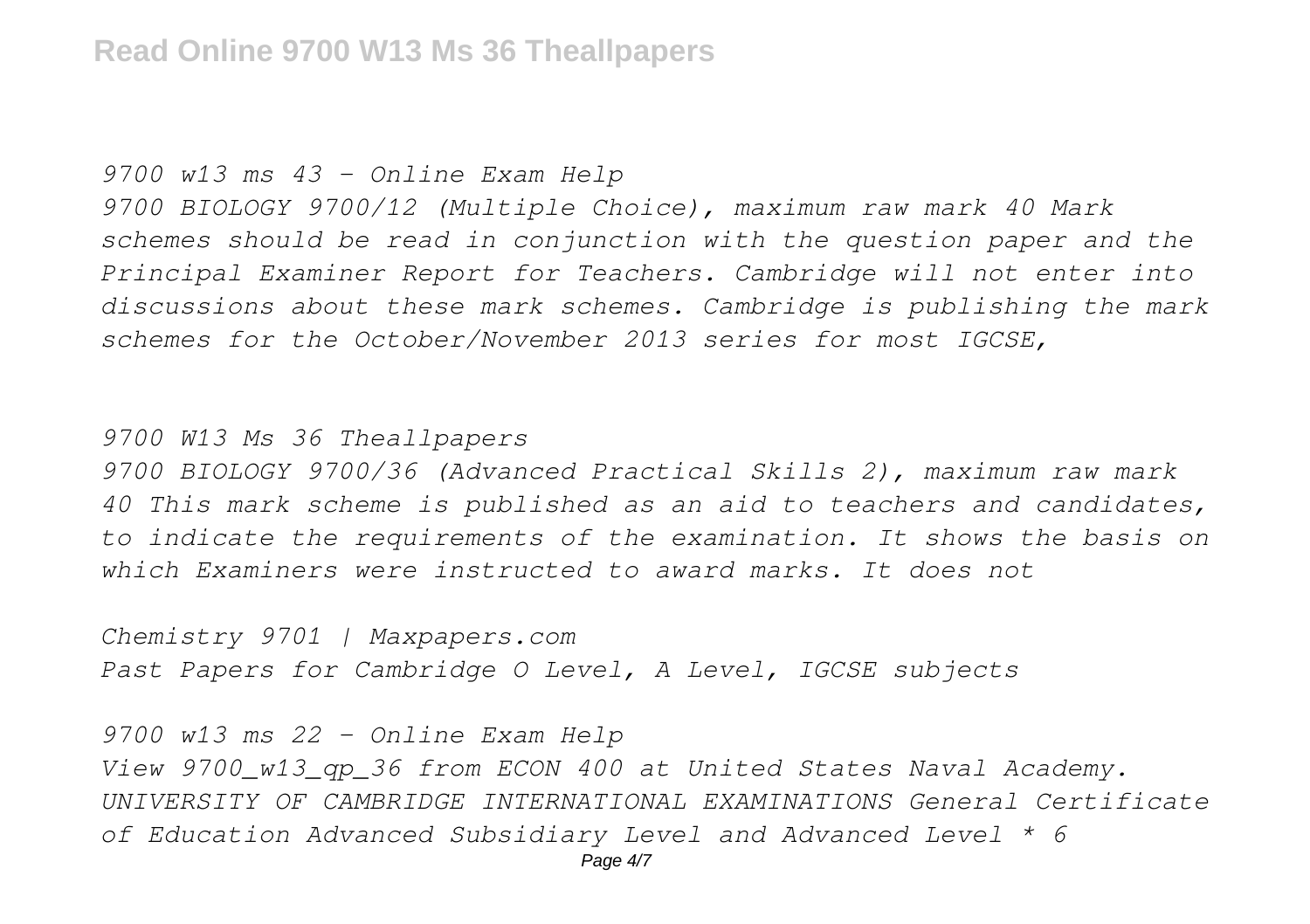*9700 w13 ms 43 - Online Exam Help*

*9700 BIOLOGY 9700/12 (Multiple Choice), maximum raw mark 40 Mark schemes should be read in conjunction with the question paper and the Principal Examiner Report for Teachers. Cambridge will not enter into discussions about these mark schemes. Cambridge is publishing the mark schemes for the October/November 2013 series for most IGCSE,*

*9700 W13 Ms 36 Theallpapers*

*9700 BIOLOGY 9700/36 (Advanced Practical Skills 2), maximum raw mark 40 This mark scheme is published as an aid to teachers and candidates, to indicate the requirements of the examination. It shows the basis on which Examiners were instructed to award marks. It does not*

*Chemistry 9701 | Maxpapers.com*

*Past Papers for Cambridge O Level, A Level, IGCSE subjects*

*9700 w13 ms 22 - Online Exam Help*

*View 9700_w13_qp_36 from ECON 400 at United States Naval Academy. UNIVERSITY OF CAMBRIDGE INTERNATIONAL EXAMINATIONS General Certificate of Education Advanced Subsidiary Level and Advanced Level * 6*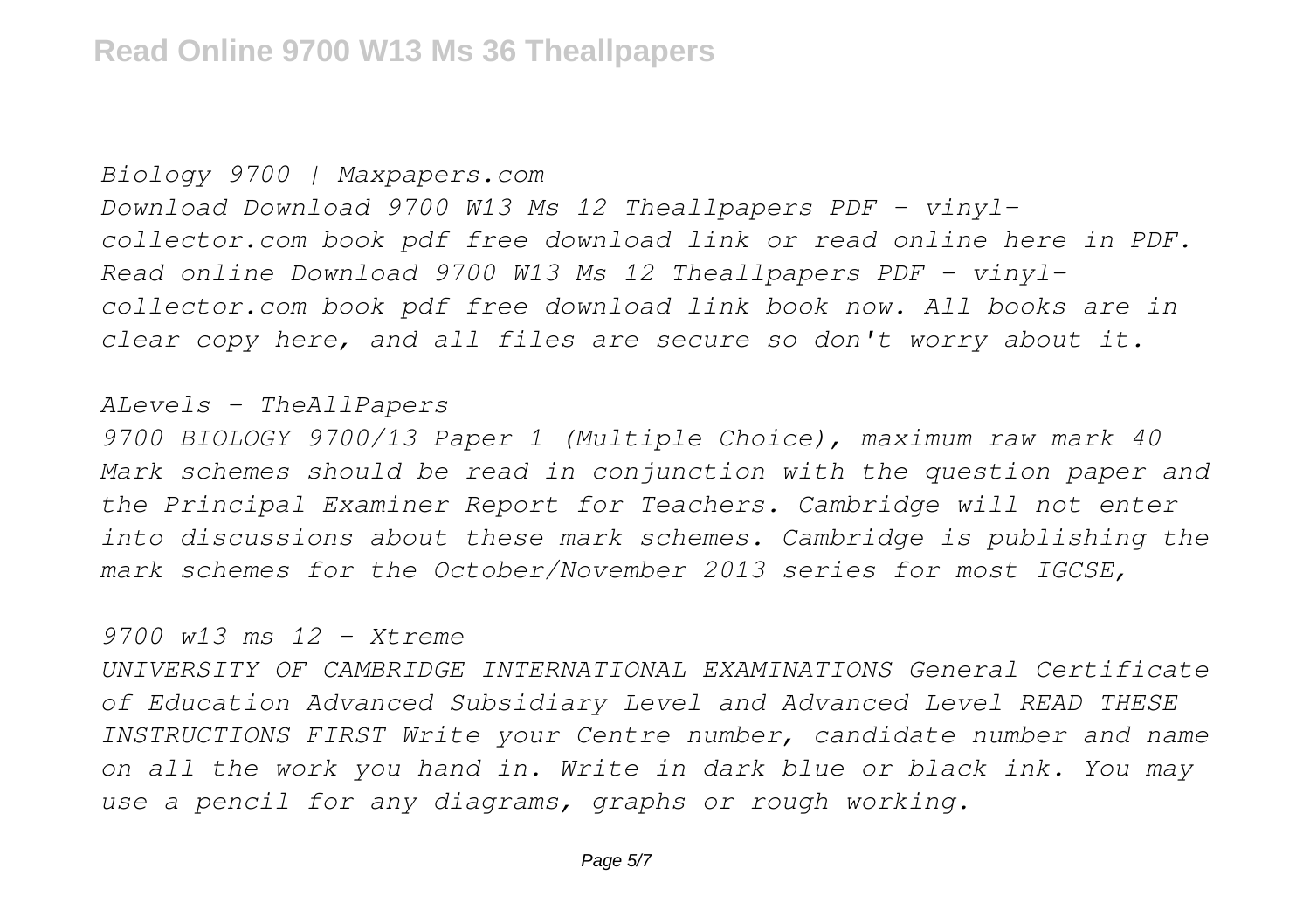*Biology 9700 | Maxpapers.com*

*Download Download 9700 W13 Ms 12 Theallpapers PDF - vinyl-collector.com book pdf free download link or read online here in PDF. Read online Download 9700 W13 Ms 12 Theallpapers PDF - vinyl-collector.com book pdf free download link book now. All books are in clear copy here, and all files are secure so don't worry about it.*

*ALevels - TheAllPapers*

*9700 BIOLOGY 9700/13 Paper 1 (Multiple Choice), maximum raw mark 40 Mark schemes should be read in conjunction with the question paper and the Principal Examiner Report for Teachers. Cambridge will not enter into discussions about these mark schemes. Cambridge is publishing the mark schemes for the October/November 2013 series for most IGCSE,*

*9700 w13 ms 12 - Xtreme*

*UNIVERSITY OF CAMBRIDGE INTERNATIONAL EXAMINATIONS General Certificate of Education Advanced Subsidiary Level and Advanced Level READ THESE INSTRUCTIONS FIRST Write your Centre number, candidate number and name on all the work you hand in. Write in dark blue or black ink. You may use a pencil for any diagrams, graphs or rough working.*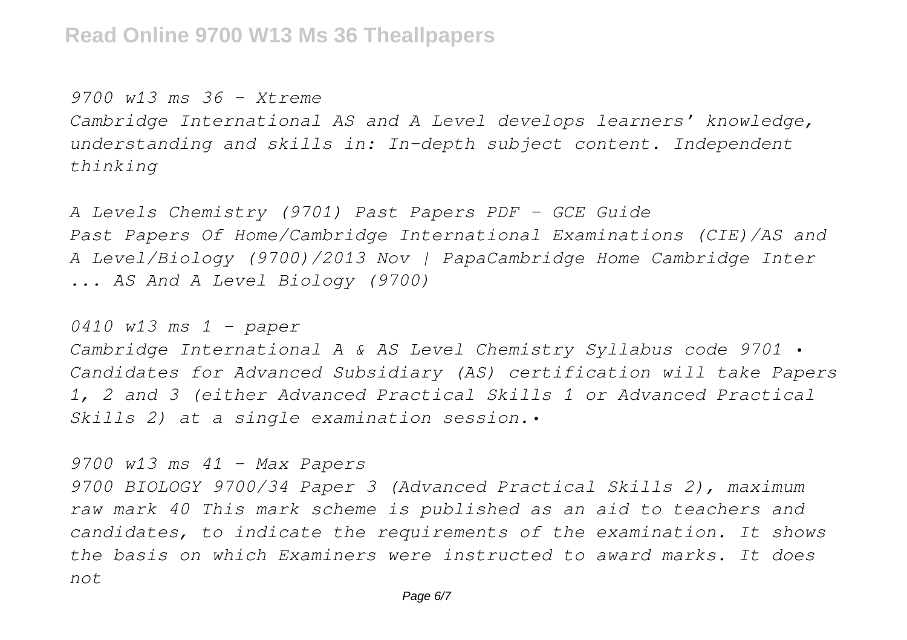*9700 w13 ms 36 - Xtreme*

*Cambridge International AS and A Level develops learners' knowledge, understanding and skills in: In-depth subject content. Independent thinking*

*A Levels Chemistry (9701) Past Papers PDF - GCE Guide*

*Past Papers Of Home/Cambridge International Examinations (CIE)/AS and A Level/Biology (9700)/2013 Nov | PapaCambridge Home Cambridge Inter ... AS And A Level Biology (9700)*

*0410 w13 ms 1 - paper*

*Cambridge International A & AS Level Chemistry Syllabus code 9701 • Candidates for Advanced Subsidiary (AS) certification will take Papers 1, 2 and 3 (either Advanced Practical Skills 1 or Advanced Practical Skills 2) at a single examination session.•*

*9700 w13 ms 41 - Max Papers*

*9700 BIOLOGY 9700/34 Paper 3 (Advanced Practical Skills 2), maximum raw mark 40 This mark scheme is published as an aid to teachers and candidates, to indicate the requirements of the examination. It shows the basis on which Examiners were instructed to award marks. It does not*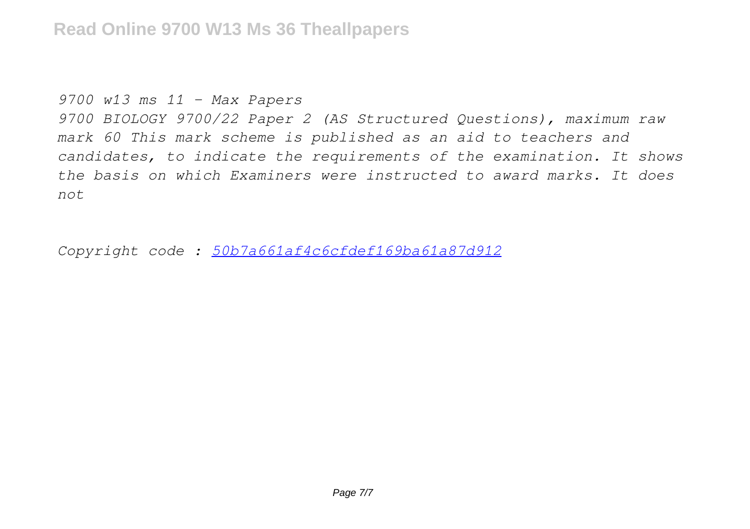*9700 w13 ms 11 - Max Papers*

*9700 BIOLOGY 9700/22 Paper 2 (AS Structured Questions), maximum raw mark 60 This mark scheme is published as an aid to teachers and candidates, to indicate the requirements of the examination. It shows the basis on which Examiners were instructed to award marks. It does not*

*Copyright code : 50b7a661af4c6cfdef169ba61a87d912*